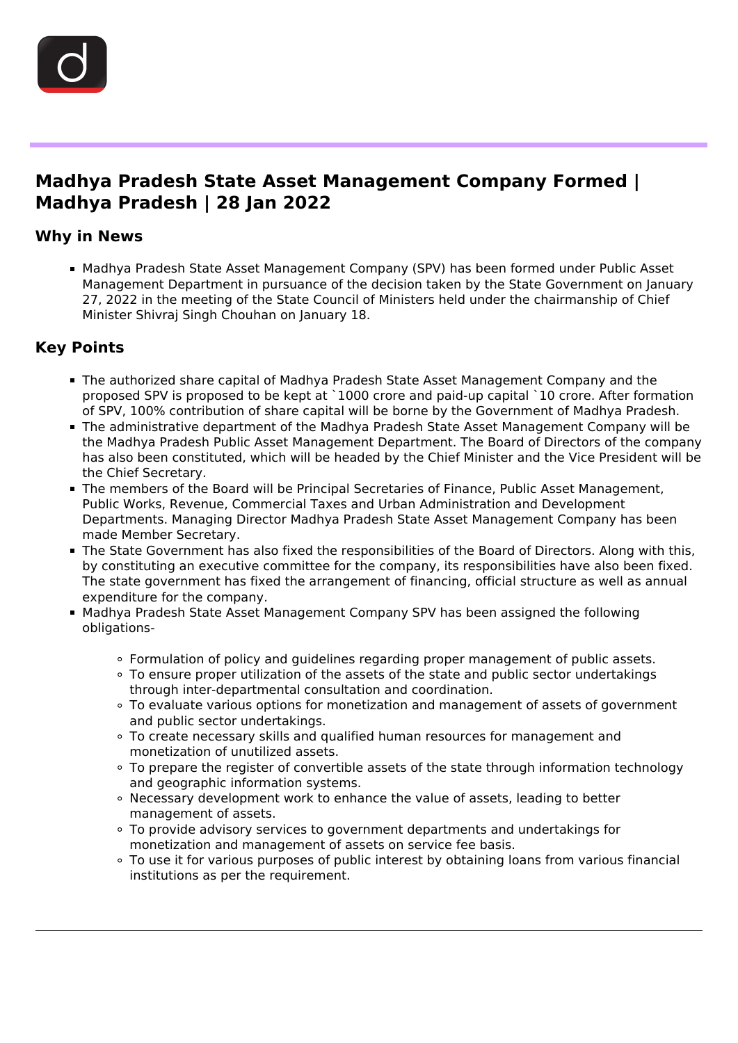# Madhya Pradesh State Asset Management Company Formed | Madhya Pradesh | 28 Jan 2022

## Why in News

- Madhya Pradesh State Asset Management Company (SPV) has been formed under Public Asset Management Department in pursuance of the decision taken by the State Government on January 27, 2022 in the meeting of the State Council of Ministers held under the chairmanship of Chief Minister Shivraj Singh Chouhan on January 18.

## Key Points

- The authorized share capital of Madhya Pradesh State Asset Management Company and the proposed SPV is proposed to be kept at `1000 crore and paid-up capital `10 crore. After formation of SPV, 100% contribution of share capital will be borne by the Government of Madhya Pradesh.
- The administrative department of the Madhya Pradesh State Asset Management Company will be the Madhya Pradesh Public Asset Management Department. The Board of Directors of the company has also been constituted, which will be headed by the Chief Minister and the Vice President will be the Chief Secretary.
- The members of the Board will be Principal Secretaries of Finance, Public Asset Management, Public Works, Revenue, Commercial Taxes and Urban Administration and Development Departments. Managing Director Madhya Pradesh State Asset Management Company has been made Member Secretary.
- The State Government has also fixed the responsibilities of the Board of Directors. Along with this, by constituting an executive committee for the company, its responsibilities have also been fixed. The state government has fixed the arrangement of financing, official structure as well as annual expenditure for the company.
- Madhya Pradesh State Asset Management Company SPV has been assigned the following obligations-
    - Formulation of policy and guidelines regarding proper management of public assets.
    - To ensure proper utilization of the assets of the state and public sector undertakings through inter-departmental consultation and coordination.
    - To evaluate various options for monetization and management of assets of government and public sector undertakings.
    - To create necessary skills and qualified human resources for management and monetization of unutilized assets.
    - To prepare the register of convertible assets of the state through information technology and geographic information systems.
    - Necessary development work to enhance the value of assets, leading to better management of assets.
    - To provide advisory services to government departments and undertakings for monetization and management of assets on service fee basis.
    - To use it for various purposes of public interest by obtaining loans from various financial institutions as per the requirement.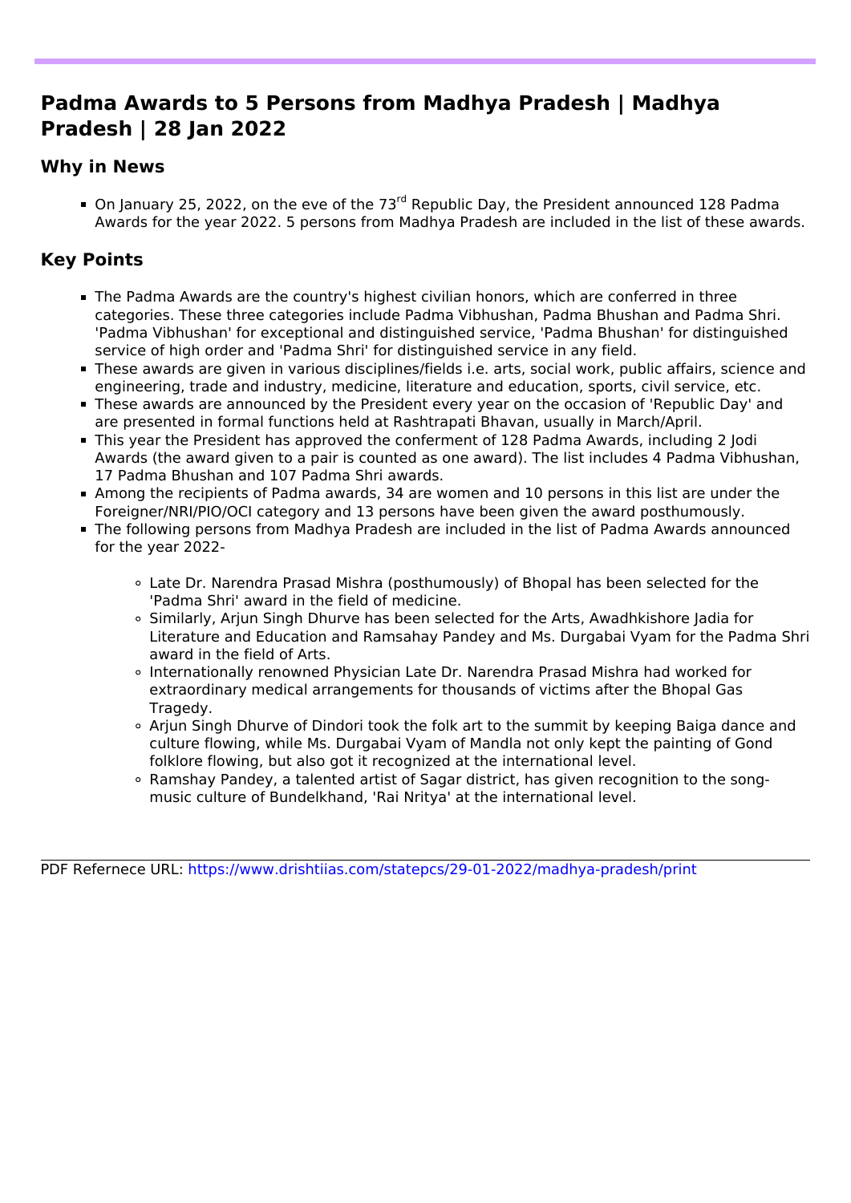# Padma Awards to 5 Persons from Madhya Pradesh | Madhya Pradesh | 28 Jan 2022

## Why in News

- On January 25, 2022, on the eve of the 73rd Republic Day, the President announced 128 Padma Awards for the year 2022. 5 persons from Madhya Pradesh are included in the list of these awards.

## Key Points

- The Padma Awards are the country's highest civilian honors, which are conferred in three categories. These three categories include Padma Vibhushan, Padma Bhushan and Padma Shri. 'Padma Vibhushan' for exceptional and distinguished service, 'Padma Bhushan' for distinguished service of high order and 'Padma Shri' for distinguished service in any field.
- These awards are given in various disciplines/fields i.e. arts, social work, public affairs, science and engineering, trade and industry, medicine, literature and education, sports, civil service, etc.
- These awards are announced by the President every year on the occasion of 'Republic Day' and are presented in formal functions held at Rashtrapati Bhavan, usually in March/April.
- This year the President has approved the conferment of 128 Padma Awards, including 2 Jodi Awards (the award given to a pair is counted as one award). The list includes 4 Padma Vibhushan, 17 Padma Bhushan and 107 Padma Shri awards.
- Among the recipients of Padma awards, 34 are women and 10 persons in this list are under the Foreigner/NRI/PIO/OCI category and 13 persons have been given the award posthumously.
- The following persons from Madhya Pradesh are included in the list of Padma Awards announced for the year 2022-
    - Late Dr. Narendra Prasad Mishra (posthumously) of Bhopal has been selected for the 'Padma Shri' award in the field of medicine.
    - Similarly, Arjun Singh Dhurve has been selected for the Arts, Awadhkishore Jadia for Literature and Education and Ramsahay Pandey and Ms. Durgabai Vyam for the Padma Shri award in the field of Arts.
    - Internationally renowned Physician Late Dr. Narendra Prasad Mishra had worked for extraordinary medical arrangements for thousands of victims after the Bhopal Gas Tragedy.
    - Arjun Singh Dhurve of Dindori took the folk art to the summit by keeping Baiga dance and culture flowing, while Ms. Durgabai Vyam of Mandla not only kept the painting of Gond folklore flowing, but also got it recognized at the international level.
    - Ramshay Pandey, a talented artist of Sagar district, has given recognition to the song-music culture of Bundelkhand, 'Rai Nritya' at the international level.

PDF Refernece URL: https://www.drishtiias.com/statepcs/29-01-2022/madhya-pradesh/print